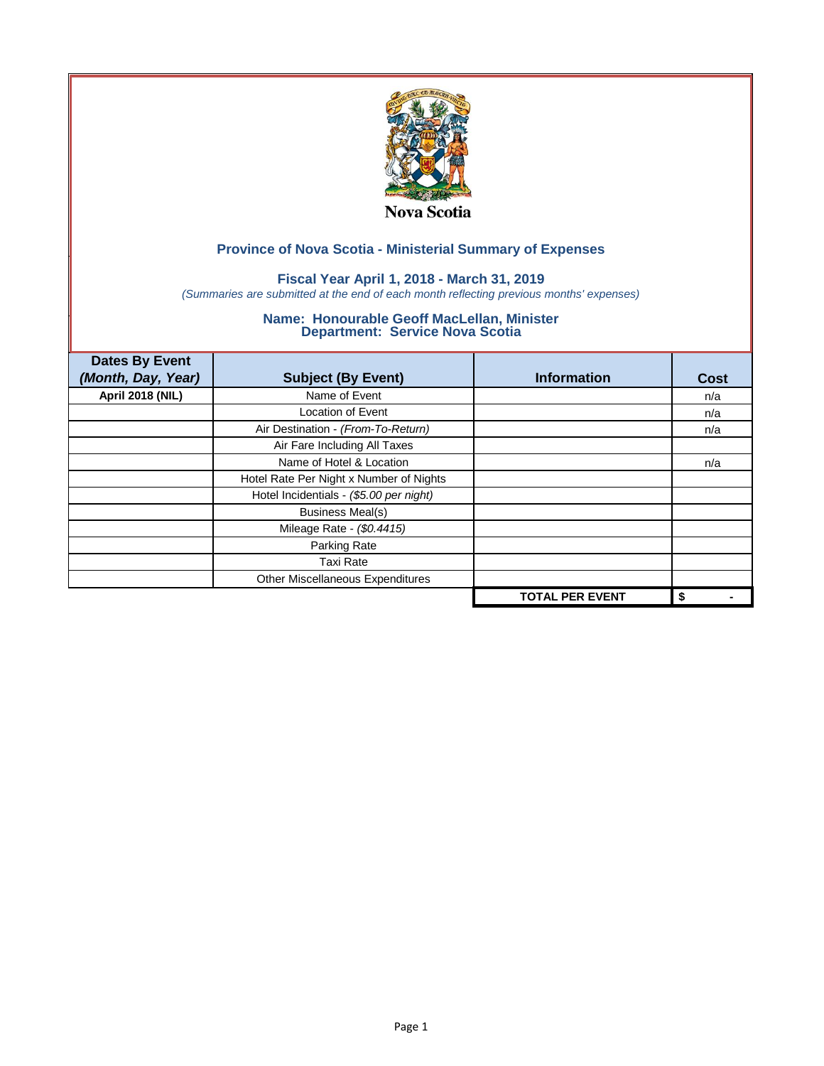Nova Scotia

## Province of Nova Scotia - Ministerial Summary of Expenses

### Fiscal Year April 1, 2018 - March 31, 2019

*(Summaries are submitted at the end of each month reflecting previous months' expenses)*

### Name: Honourable Geoff MacLellan, Minister
### Department: Service Nova Scotia

| Dates By Event *(Month, Day, Year)* | Subject (By Event) | Information | Cost |
|---|---|---|---|
| **April 2018 (NIL)** | Name of Event | | n/a |
| | Location of Event | | n/a |
| | Air Destination - *(From-To-Return)* | | n/a |
| | Air Fare Including All Taxes | | |
| | Name of Hotel & Location | | n/a |
| | Hotel Rate Per Night x Number of Nights | | |
| | Hotel Incidentials - *($5.00 per night)* | | |
| | Business Meal(s) | | |
| | Mileage Rate - *($0.4415)* | | |
| | Parking Rate | | |
| | Taxi Rate | | |
| | Other Miscellaneous Expenditures | | |
| | | **TOTAL PER EVENT** | **$ -** |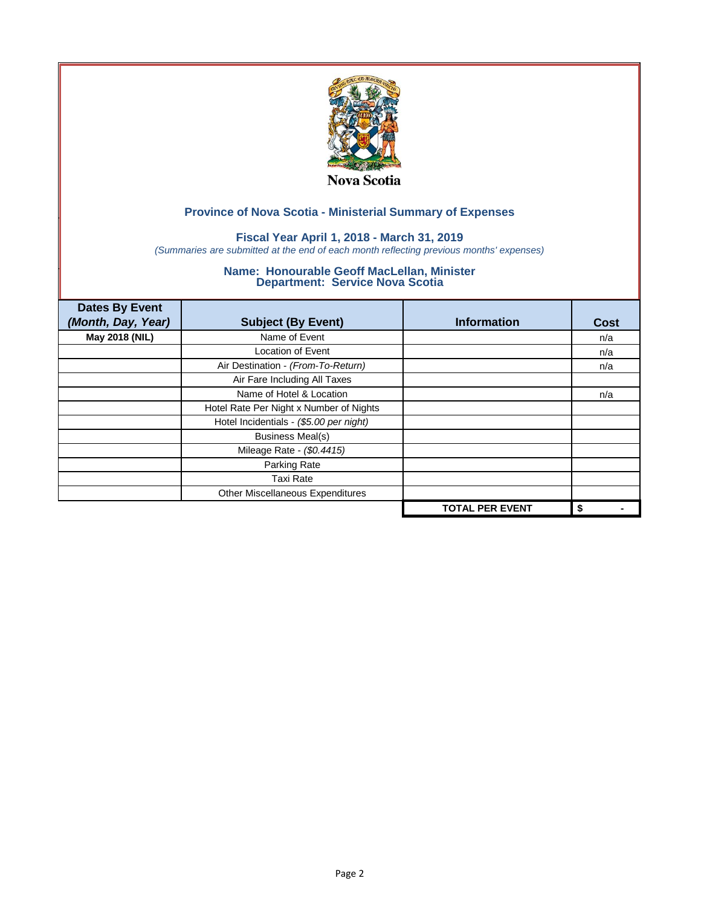Nova Scotia

## Province of Nova Scotia - Ministerial Summary of Expenses

### Fiscal Year April 1, 2018 - March 31, 2019

*(Summaries are submitted at the end of each month reflecting previous months' expenses)*

### Name: Honourable Geoff MacLellan, Minister
### Department: Service Nova Scotia

| Dates By Event *(Month, Day, Year)* | Subject (By Event) | Information | Cost |
|---|---|---|---|
| **May 2018 (NIL)** | Name of Event | | n/a |
| | Location of Event | | n/a |
| | Air Destination - *(From-To-Return)* | | n/a |
| | Air Fare Including All Taxes | | |
| | Name of Hotel & Location | | n/a |
| | Hotel Rate Per Night x Number of Nights | | |
| | Hotel Incidentials - *($5.00 per night)* | | |
| | Business Meal(s) | | |
| | Mileage Rate - *($0.4415)* | | |
| | Parking Rate | | |
| | Taxi Rate | | |
| | Other Miscellaneous Expenditures | | |
| | | **TOTAL PER EVENT** | **$ -** |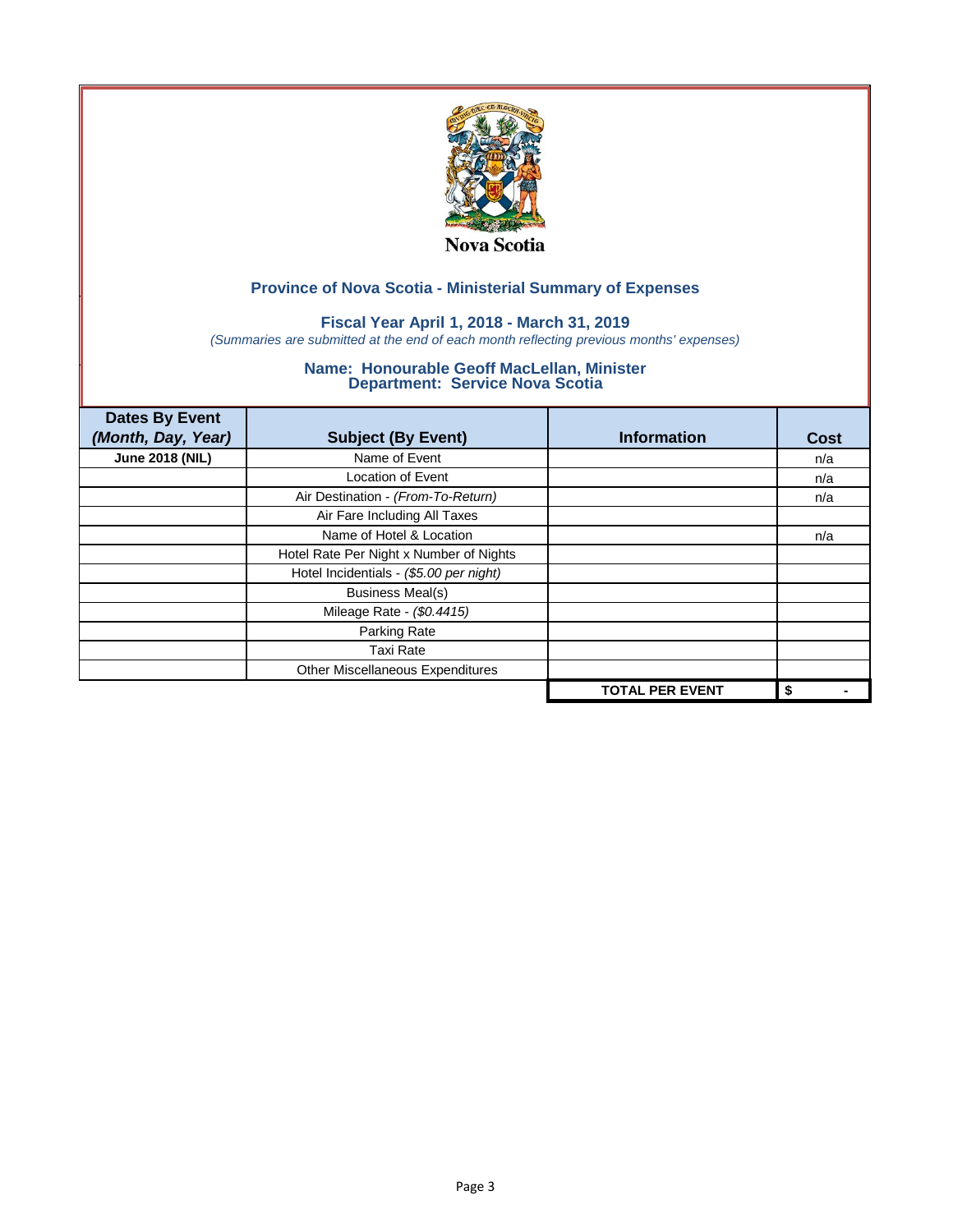Nova Scotia

## Province of Nova Scotia - Ministerial Summary of Expenses

### Fiscal Year April 1, 2018 - March 31, 2019

*(Summaries are submitted at the end of each month reflecting previous months' expenses)*

### Name: Honourable Geoff MacLellan, Minister
### Department: Service Nova Scotia

| Dates By Event *(Month, Day, Year)* | Subject (By Event) | Information | Cost |
|---|---|---|---|
| **June 2018 (NIL)** | Name of Event | | n/a |
| | Location of Event | | n/a |
| | Air Destination - *(From-To-Return)* | | n/a |
| | Air Fare Including All Taxes | | |
| | Name of Hotel & Location | | n/a |
| | Hotel Rate Per Night x Number of Nights | | |
| | Hotel Incidentials - *($5.00 per night)* | | |
| | Business Meal(s) | | |
| | Mileage Rate - *($0.4415)* | | |
| | Parking Rate | | |
| | Taxi Rate | | |
| | Other Miscellaneous Expenditures | | |
| | | **TOTAL PER EVENT** | **$ -** |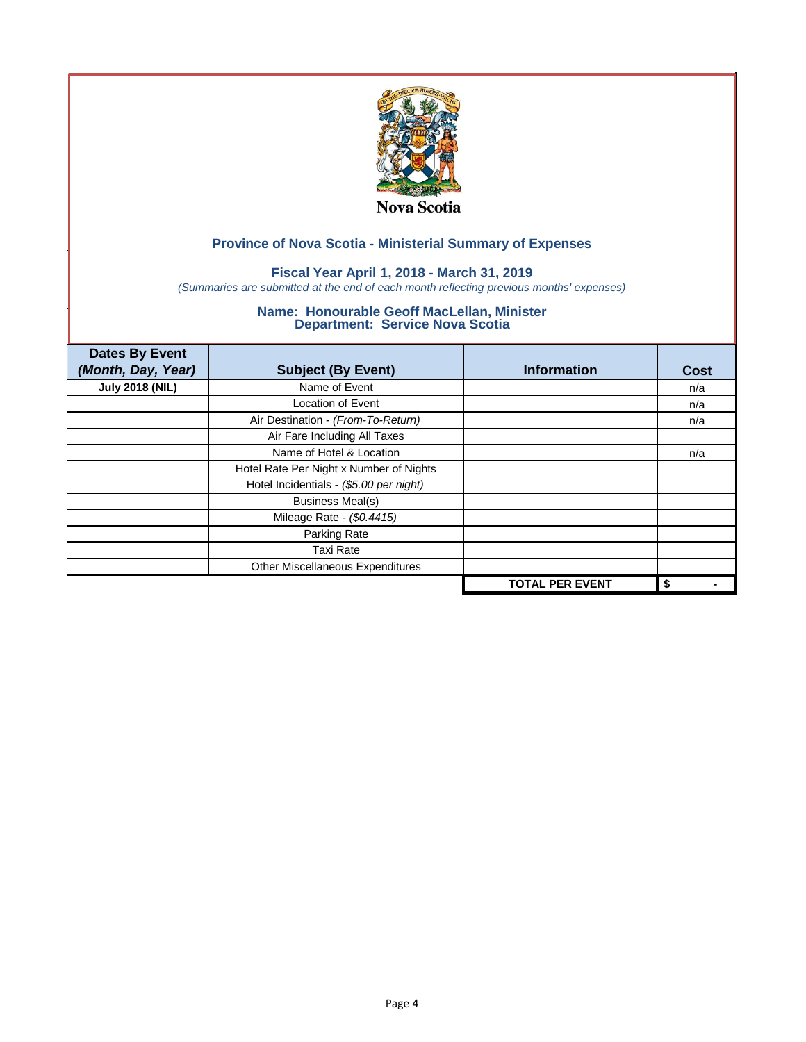Nova Scotia

## Province of Nova Scotia - Ministerial Summary of Expenses

### Fiscal Year April 1, 2018 - March 31, 2019

*(Summaries are submitted at the end of each month reflecting previous months' expenses)*

### Name: Honourable Geoff MacLellan, Minister
### Department: Service Nova Scotia

| Dates By Event *(Month, Day, Year)* | Subject (By Event) | Information | Cost |
|---|---|---|---|
| **July 2018 (NIL)** | Name of Event | | n/a |
| | Location of Event | | n/a |
| | Air Destination - *(From-To-Return)* | | n/a |
| | Air Fare Including All Taxes | | |
| | Name of Hotel & Location | | n/a |
| | Hotel Rate Per Night x Number of Nights | | |
| | Hotel Incidentials - *($5.00 per night)* | | |
| | Business Meal(s) | | |
| | Mileage Rate - *($0.4415)* | | |
| | Parking Rate | | |
| | Taxi Rate | | |
| | Other Miscellaneous Expenditures | | |
| | | **TOTAL PER EVENT** | **$ -** |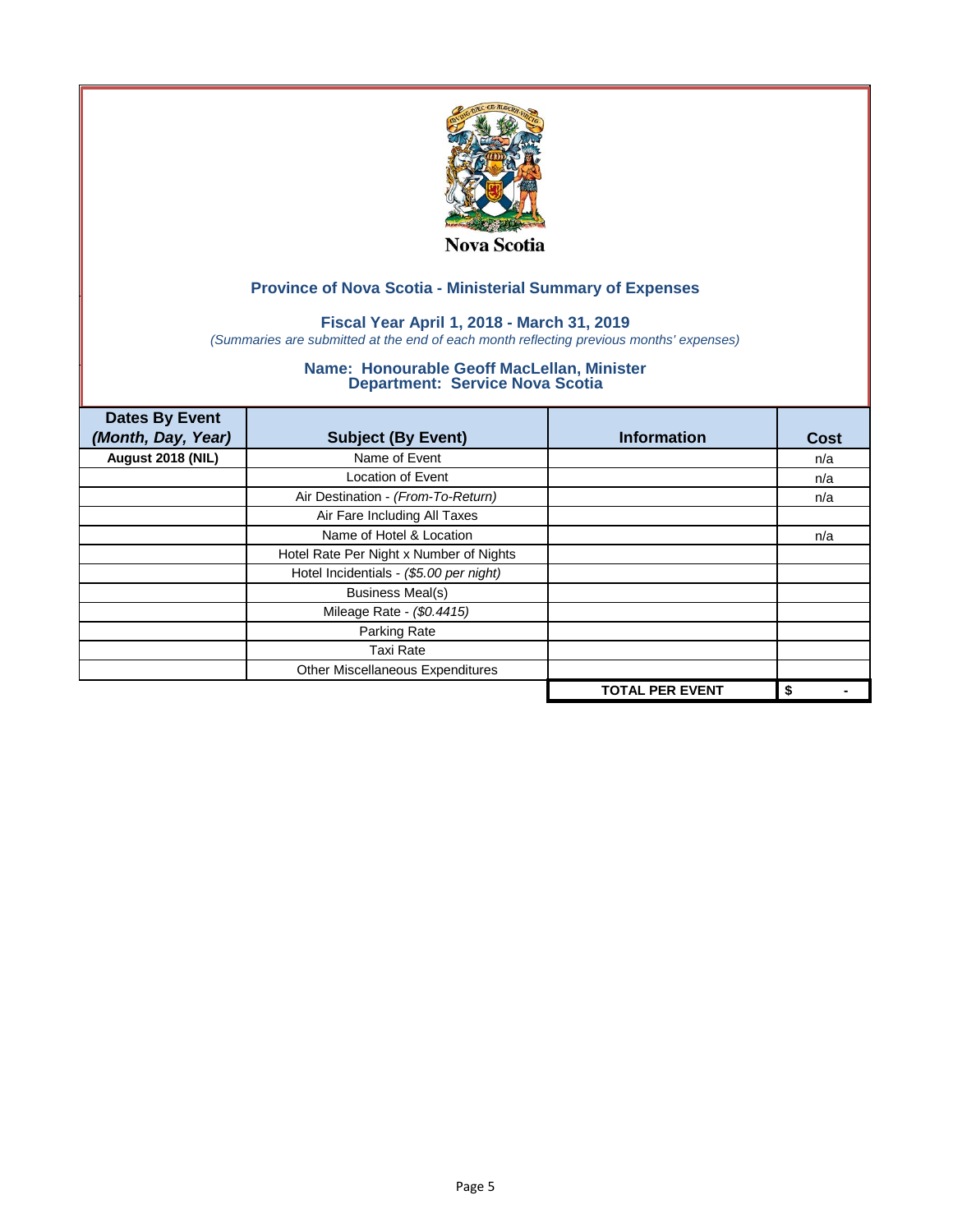Nova Scotia

## Province of Nova Scotia - Ministerial Summary of Expenses

### Fiscal Year April 1, 2018 - March 31, 2019

*(Summaries are submitted at the end of each month reflecting previous months' expenses)*

### Name: Honourable Geoff MacLellan, Minister
### Department: Service Nova Scotia

| Dates By Event *(Month, Day, Year)* | Subject (By Event) | Information | Cost |
|---|---|---|---|
| **August 2018 (NIL)** | Name of Event | | n/a |
| | Location of Event | | n/a |
| | Air Destination - *(From-To-Return)* | | n/a |
| | Air Fare Including All Taxes | | |
| | Name of Hotel & Location | | n/a |
| | Hotel Rate Per Night x Number of Nights | | |
| | Hotel Incidentials - *($5.00 per night)* | | |
| | Business Meal(s) | | |
| | Mileage Rate - *($0.4415)* | | |
| | Parking Rate | | |
| | Taxi Rate | | |
| | Other Miscellaneous Expenditures | | |
| | | **TOTAL PER EVENT** | **$ -** |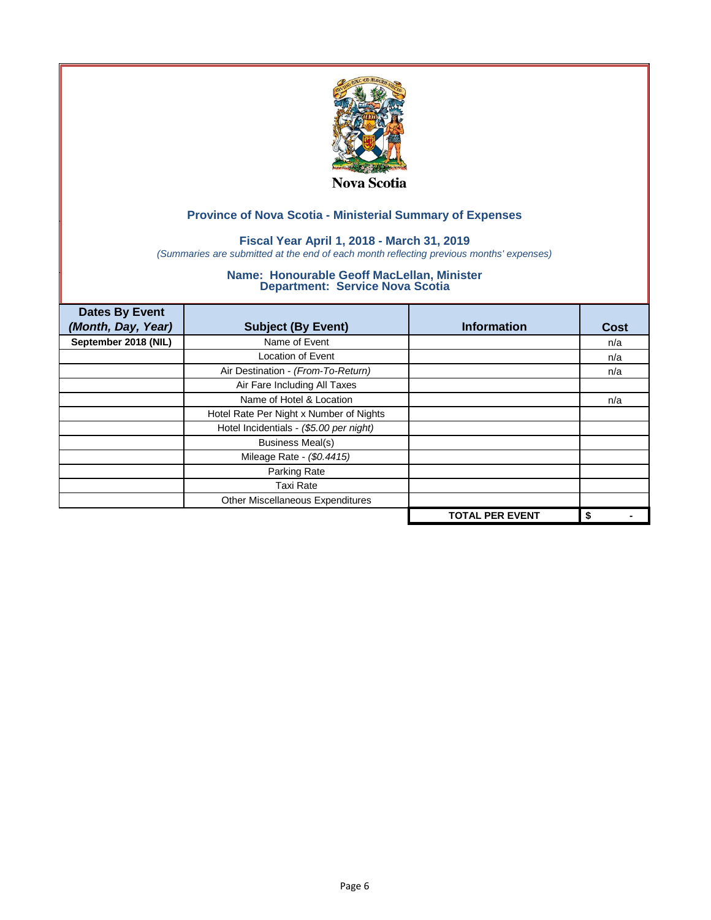Nova Scotia

## Province of Nova Scotia - Ministerial Summary of Expenses

### Fiscal Year April 1, 2018 - March 31, 2019

*(Summaries are submitted at the end of each month reflecting previous months' expenses)*

### Name: Honourable Geoff MacLellan, Minister
### Department: Service Nova Scotia

| Dates By Event *(Month, Day, Year)* | Subject (By Event) | Information | Cost |
|---|---|---|---|
| **September 2018 (NIL)** | Name of Event | | n/a |
| | Location of Event | | n/a |
| | Air Destination - *(From-To-Return)* | | n/a |
| | Air Fare Including All Taxes | | |
| | Name of Hotel & Location | | n/a |
| | Hotel Rate Per Night x Number of Nights | | |
| | Hotel Incidentials - *($5.00 per night)* | | |
| | Business Meal(s) | | |
| | Mileage Rate - *($0.4415)* | | |
| | Parking Rate | | |
| | Taxi Rate | | |
| | Other Miscellaneous Expenditures | | |
| | | **TOTAL PER EVENT** | **$ -** |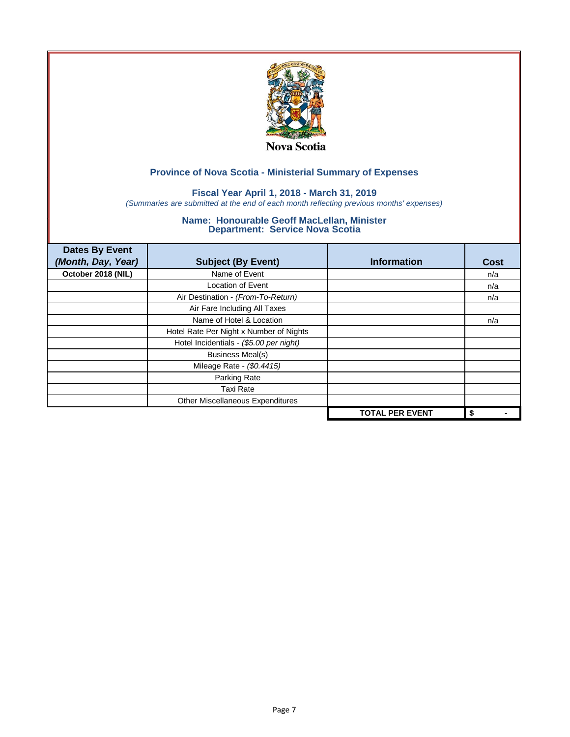Nova Scotia

## Province of Nova Scotia - Ministerial Summary of Expenses

### Fiscal Year April 1, 2018 - March 31, 2019

*(Summaries are submitted at the end of each month reflecting previous months' expenses)*

### Name: Honourable Geoff MacLellan, Minister
### Department: Service Nova Scotia

| Dates By Event *(Month, Day, Year)* | Subject (By Event) | Information | Cost |
|---|---|---|---|
| **October 2018 (NIL)** | Name of Event | | n/a |
| | Location of Event | | n/a |
| | Air Destination - *(From-To-Return)* | | n/a |
| | Air Fare Including All Taxes | | |
| | Name of Hotel & Location | | n/a |
| | Hotel Rate Per Night x Number of Nights | | |
| | Hotel Incidentials - *($5.00 per night)* | | |
| | Business Meal(s) | | |
| | Mileage Rate - *($0.4415)* | | |
| | Parking Rate | | |
| | Taxi Rate | | |
| | Other Miscellaneous Expenditures | | |
| | | **TOTAL PER EVENT** | **$ -** |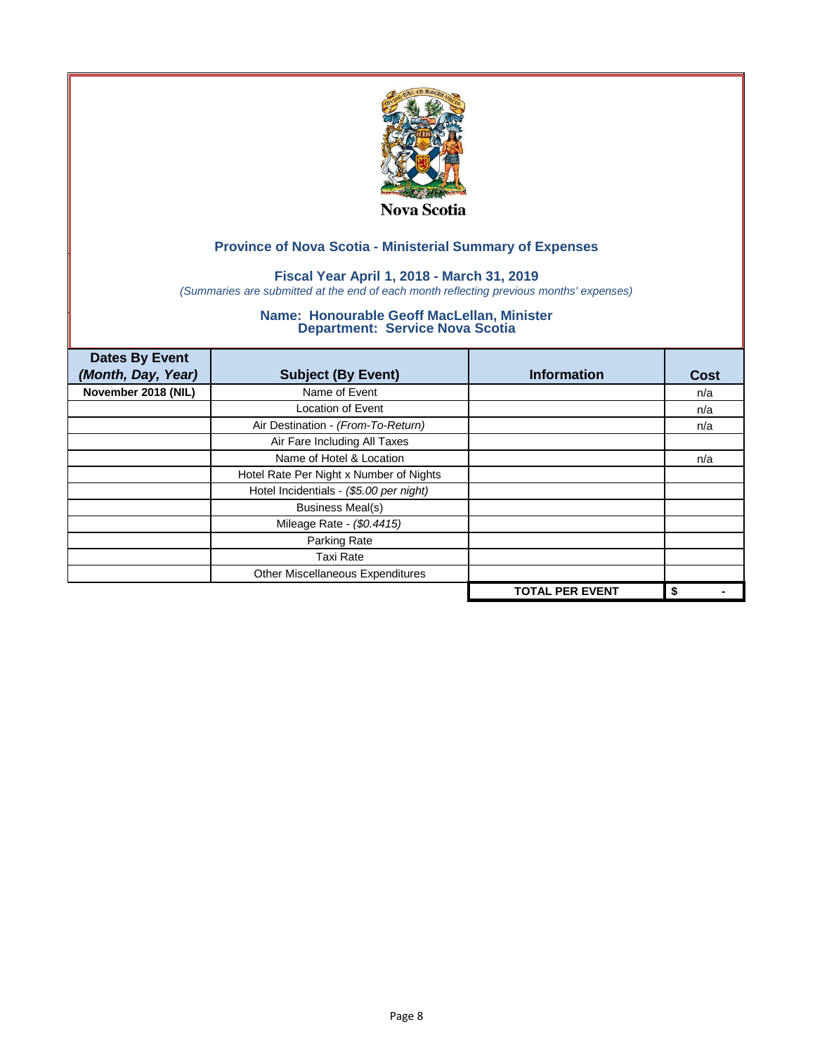Nova Scotia

## Province of Nova Scotia - Ministerial Summary of Expenses

### Fiscal Year April 1, 2018 - March 31, 2019

*(Summaries are submitted at the end of each month reflecting previous months' expenses)*

### Name: Honourable Geoff MacLellan, Minister
### Department: Service Nova Scotia

| Dates By Event *(Month, Day, Year)* | Subject (By Event) | Information | Cost |
|---|---|---|---|
| **November 2018 (NIL)** | Name of Event | | n/a |
| | Location of Event | | n/a |
| | Air Destination - *(From-To-Return)* | | n/a |
| | Air Fare Including All Taxes | | |
| | Name of Hotel & Location | | n/a |
| | Hotel Rate Per Night x Number of Nights | | |
| | Hotel Incidentials - *($5.00 per night)* | | |
| | Business Meal(s) | | |
| | Mileage Rate - *($0.4415)* | | |
| | Parking Rate | | |
| | Taxi Rate | | |
| | Other Miscellaneous Expenditures | | |
| | | **TOTAL PER EVENT** | **$ -** |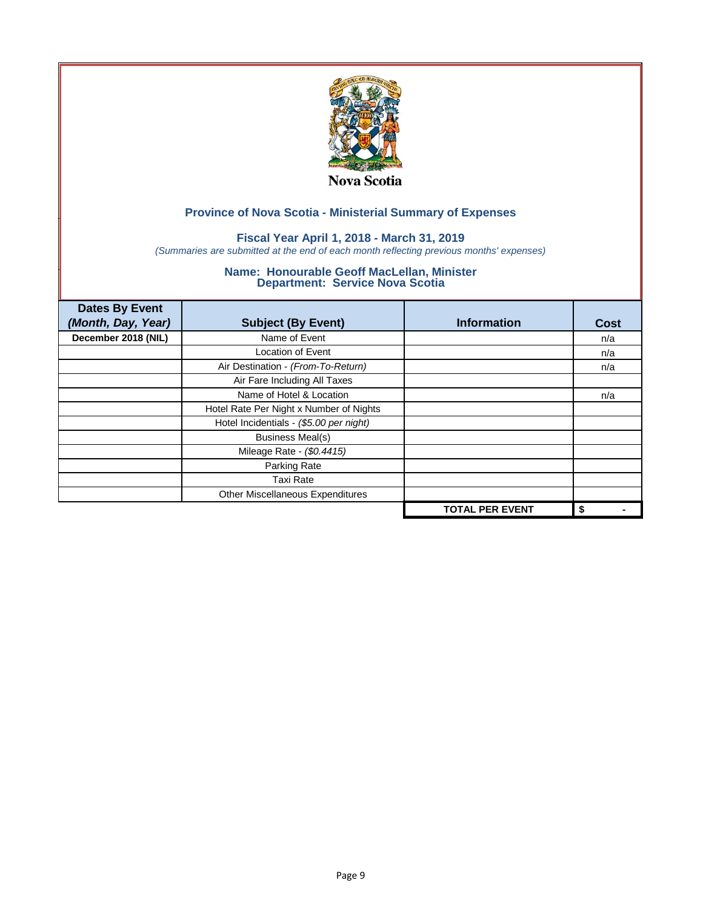Nova Scotia

## Province of Nova Scotia - Ministerial Summary of Expenses

### Fiscal Year April 1, 2018 - March 31, 2019

*(Summaries are submitted at the end of each month reflecting previous months' expenses)*

### Name: Honourable Geoff MacLellan, Minister
### Department: Service Nova Scotia

| Dates By Event *(Month, Day, Year)* | Subject (By Event) | Information | Cost |
|---|---|---|---|
| **December 2018 (NIL)** | Name of Event | | n/a |
| | Location of Event | | n/a |
| | Air Destination - *(From-To-Return)* | | n/a |
| | Air Fare Including All Taxes | | |
| | Name of Hotel & Location | | n/a |
| | Hotel Rate Per Night x Number of Nights | | |
| | Hotel Incidentials - *($5.00 per night)* | | |
| | Business Meal(s) | | |
| | Mileage Rate - *($0.4415)* | | |
| | Parking Rate | | |
| | Taxi Rate | | |
| | Other Miscellaneous Expenditures | | |
| | | **TOTAL PER EVENT** | **$ -** |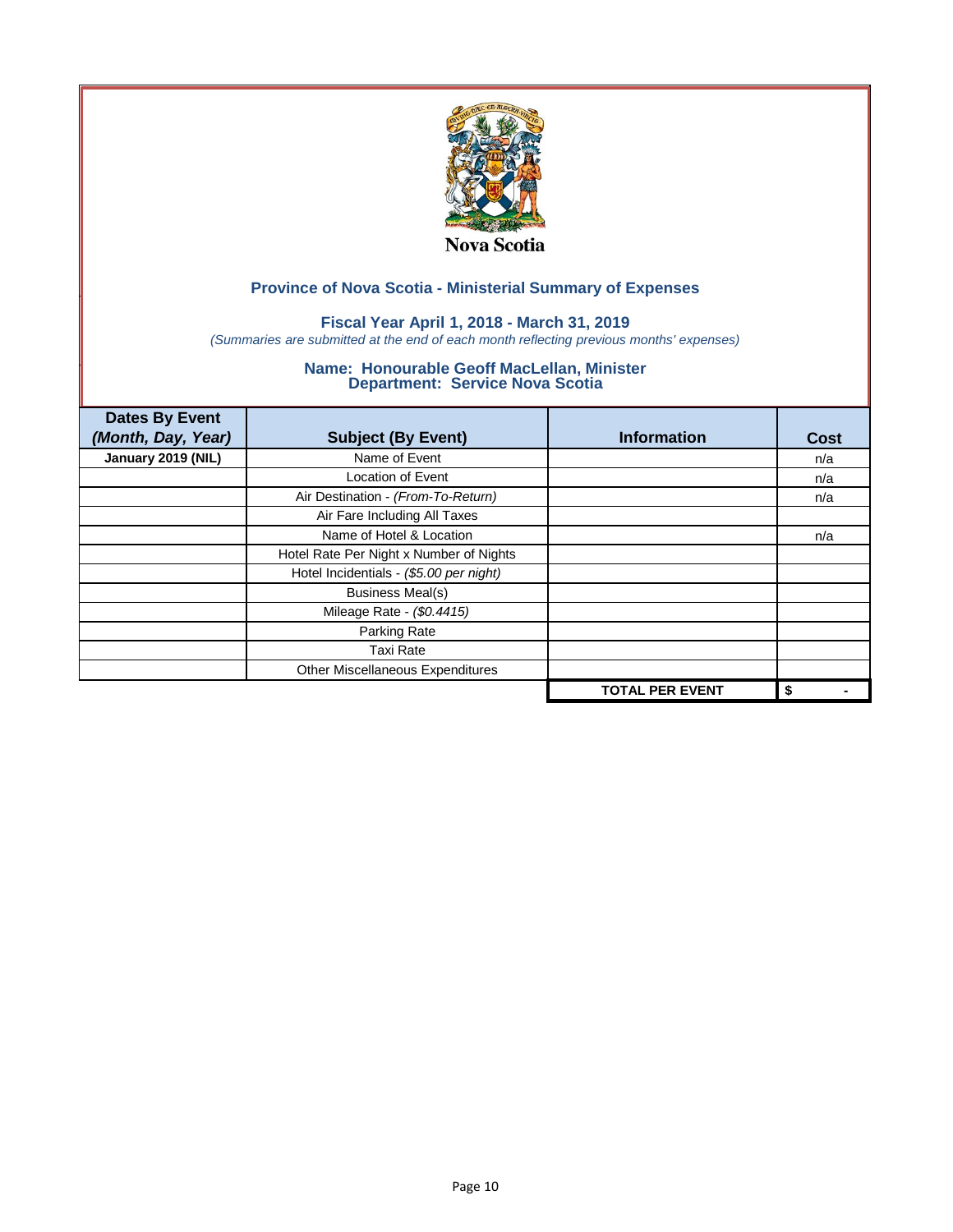Nova Scotia

## Province of Nova Scotia - Ministerial Summary of Expenses

### Fiscal Year April 1, 2018 - March 31, 2019

*(Summaries are submitted at the end of each month reflecting previous months' expenses)*

### Name: Honourable Geoff MacLellan, Minister
### Department: Service Nova Scotia

| Dates By Event *(Month, Day, Year)* | Subject (By Event) | Information | Cost |
|---|---|---|---|
| **January 2019 (NIL)** | Name of Event | | n/a |
| | Location of Event | | n/a |
| | Air Destination - *(From-To-Return)* | | n/a |
| | Air Fare Including All Taxes | | |
| | Name of Hotel & Location | | n/a |
| | Hotel Rate Per Night x Number of Nights | | |
| | Hotel Incidentials - *($5.00 per night)* | | |
| | Business Meal(s) | | |
| | Mileage Rate - *($0.4415)* | | |
| | Parking Rate | | |
| | Taxi Rate | | |
| | Other Miscellaneous Expenditures | | |
| | | **TOTAL PER EVENT** | **$ -** |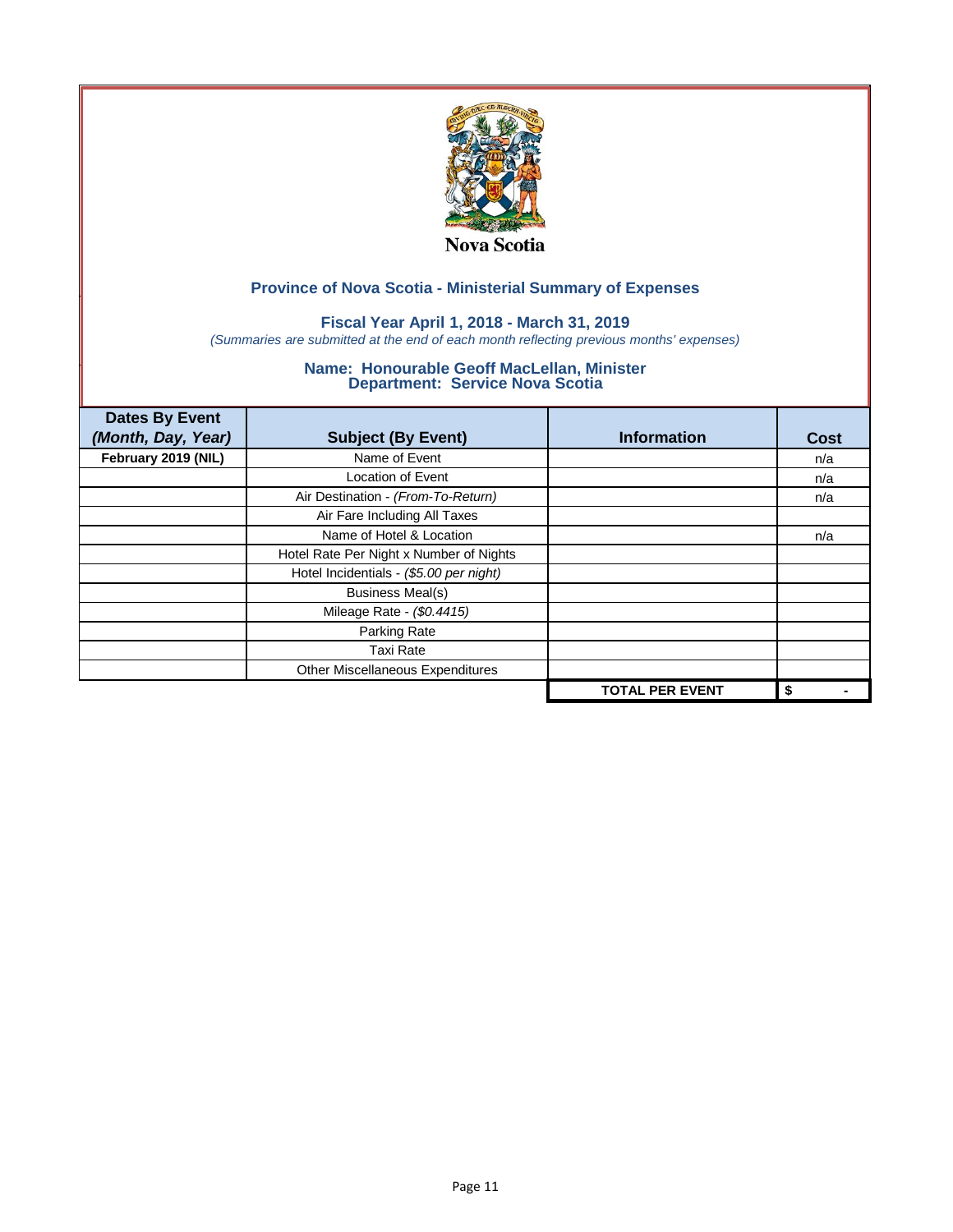Nova Scotia

## Province of Nova Scotia - Ministerial Summary of Expenses

### Fiscal Year April 1, 2018 - March 31, 2019

*(Summaries are submitted at the end of each month reflecting previous months' expenses)*

### Name: Honourable Geoff MacLellan, Minister
### Department: Service Nova Scotia

| Dates By Event *(Month, Day, Year)* | Subject (By Event) | Information | Cost |
|---|---|---|---|
| **February 2019 (NIL)** | Name of Event | | n/a |
| | Location of Event | | n/a |
| | Air Destination - *(From-To-Return)* | | n/a |
| | Air Fare Including All Taxes | | |
| | Name of Hotel & Location | | n/a |
| | Hotel Rate Per Night x Number of Nights | | |
| | Hotel Incidentials - *($5.00 per night)* | | |
| | Business Meal(s) | | |
| | Mileage Rate - *($0.4415)* | | |
| | Parking Rate | | |
| | Taxi Rate | | |
| | Other Miscellaneous Expenditures | | |
| | | **TOTAL PER EVENT** | **$ -** |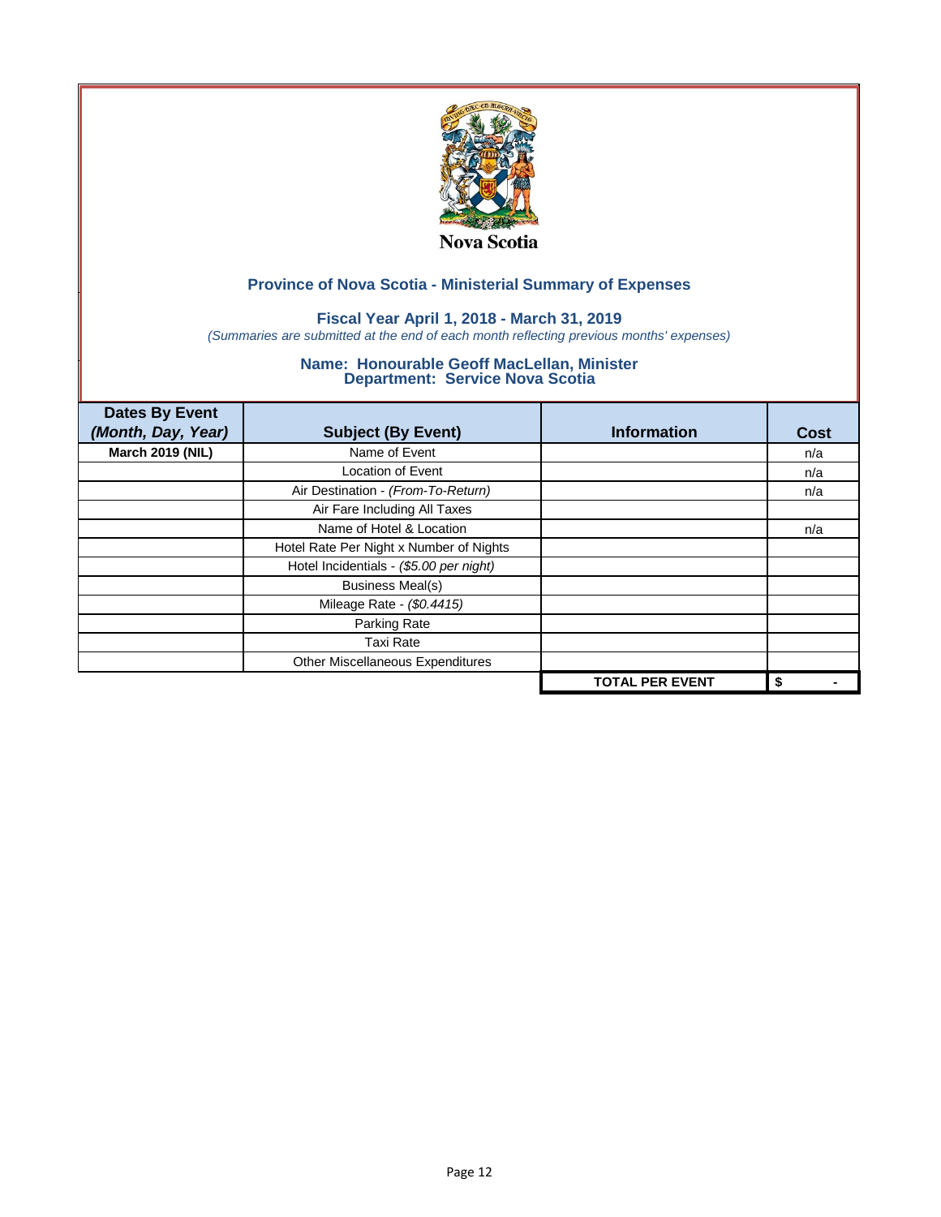Nova Scotia

## Province of Nova Scotia - Ministerial Summary of Expenses

### Fiscal Year April 1, 2018 - March 31, 2019

*(Summaries are submitted at the end of each month reflecting previous months' expenses)*

### Name: Honourable Geoff MacLellan, Minister
### Department: Service Nova Scotia

| Dates By Event *(Month, Day, Year)* | Subject (By Event) | Information | Cost |
|---|---|---|---|
| **March 2019 (NIL)** | Name of Event | | n/a |
| | Location of Event | | n/a |
| | Air Destination - *(From-To-Return)* | | n/a |
| | Air Fare Including All Taxes | | |
| | Name of Hotel & Location | | n/a |
| | Hotel Rate Per Night x Number of Nights | | |
| | Hotel Incidentials - *($5.00 per night)* | | |
| | Business Meal(s) | | |
| | Mileage Rate - *($0.4415)* | | |
| | Parking Rate | | |
| | Taxi Rate | | |
| | Other Miscellaneous Expenditures | | |
| | | **TOTAL PER EVENT** | **$ -** |